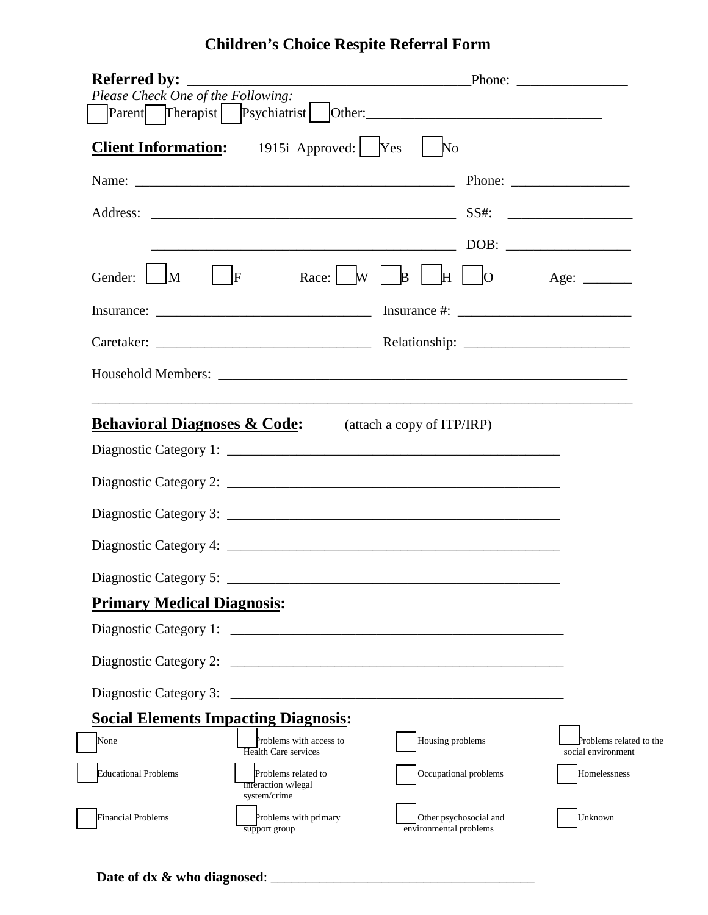# Children's Choice Respite Referral Form

**Referred by:** ______________________________________Phone: _______________

*Please Check One of the Following:*

☐ Parent ☐ Therapist ☐ Psychiatrist ☐ Other:________________________________

## Client Information:

1915i Approved: ☐ Yes ☐ No

Name: _____________________________________________ Phone: ________________

Address: ___________________________________________ SS#: _________________

___________________________________________ DOB: _________________

Gender: ☐ M ☐ F Race: ☐ W ☐ B ☐ H ☐ O Age: _______

Insurance: ______________________________ Insurance #: ________________________

Caretaker: ______________________________ Relationship: _______________________

Household Members: __________________________________________________________

_____________________________________________________________________________

## Behavioral Diagnoses & Code:

(attach a copy of ITP/IRP)

Diagnostic Category 1: _______________________________________________

Diagnostic Category 2: _______________________________________________

Diagnostic Category 3: _______________________________________________

Diagnostic Category 4: _______________________________________________

Diagnostic Category 5: _______________________________________________

## Primary Medical Diagnosis:

Diagnostic Category 1: _______________________________________________

Diagnostic Category 2: _______________________________________________

Diagnostic Category 3: _______________________________________________

## Social Elements Impacting Diagnosis:

| | | | |
|---|---|---|---|
| ☐ None | ☐ Problems with access to Health Care services | ☐ Housing problems | ☐ Problems related to the social environment |
| ☐ Educational Problems | ☐ Problems related to interaction w/legal system/crime | ☐ Occupational problems | ☐ Homelessness |
| ☐ Financial Problems | ☐ Problems with primary support group | ☐ Other psychosocial and environmental problems | ☐ Unknown |

**Date of dx & who diagnosed**: ______________________________________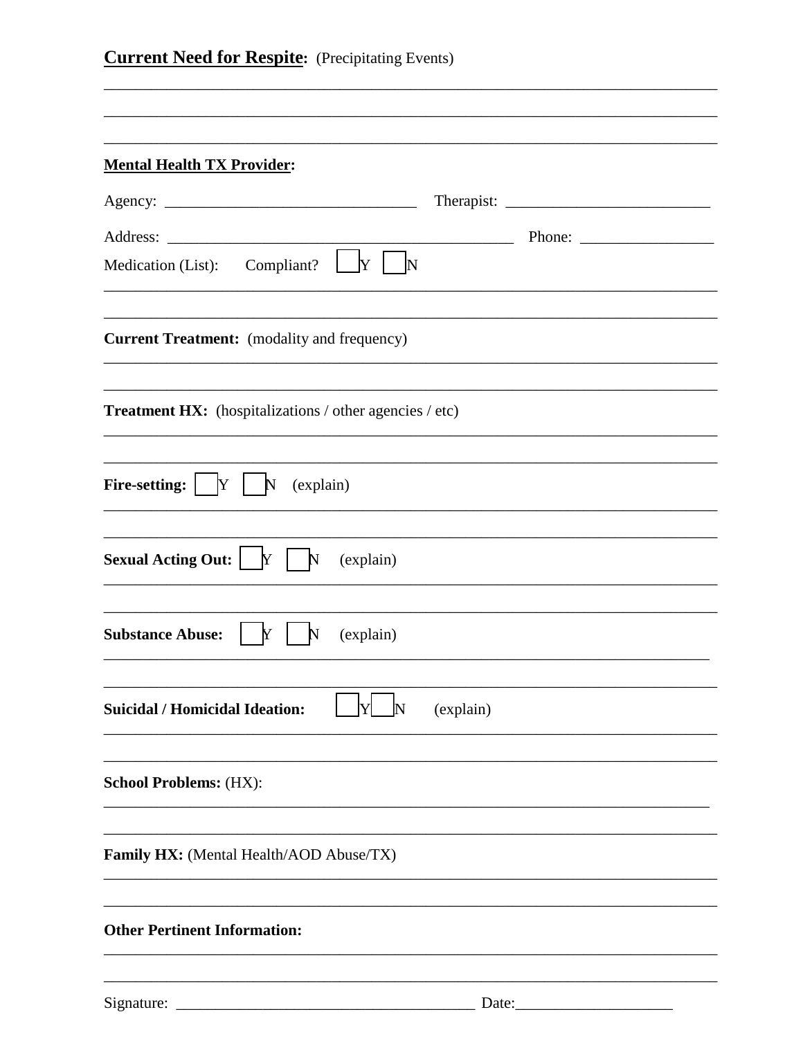**<u>Current Need for Respite</u>:** (Precipitating Events)

\_\_\_\_\_\_\_\_\_\_\_\_\_\_\_\_\_\_\_\_\_\_\_\_\_\_\_\_\_\_\_\_\_\_\_\_\_\_\_\_\_\_\_\_\_\_\_\_\_\_\_\_\_\_\_\_\_\_\_\_\_\_\_\_\_\_\_\_\_\_\_\_\_\_\_\_

\_\_\_\_\_\_\_\_\_\_\_\_\_\_\_\_\_\_\_\_\_\_\_\_\_\_\_\_\_\_\_\_\_\_\_\_\_\_\_\_\_\_\_\_\_\_\_\_\_\_\_\_\_\_\_\_\_\_\_\_\_\_\_\_\_\_\_\_\_\_\_\_\_\_\_\_

\_\_\_\_\_\_\_\_\_\_\_\_\_\_\_\_\_\_\_\_\_\_\_\_\_\_\_\_\_\_\_\_\_\_\_\_\_\_\_\_\_\_\_\_\_\_\_\_\_\_\_\_\_\_\_\_\_\_\_\_\_\_\_\_\_\_\_\_\_\_\_\_\_\_\_\_

**<u>Mental Health TX Provider</u>:**

Agency: \_\_\_\_\_\_\_\_\_\_\_\_\_\_\_\_\_\_\_\_\_\_\_\_\_\_\_\_\_\_\_\_ Therapist: \_\_\_\_\_\_\_\_\_\_\_\_\_\_\_\_\_\_\_\_\_\_\_\_\_\_

Address: \_\_\_\_\_\_\_\_\_\_\_\_\_\_\_\_\_\_\_\_\_\_\_\_\_\_\_\_\_\_\_\_\_\_\_\_\_\_\_\_\_\_\_\_\_\_ Phone: \_\_\_\_\_\_\_\_\_\_\_\_\_\_\_\_\_

Medication (List): Compliant? ☐ Y ☐ N

\_\_\_\_\_\_\_\_\_\_\_\_\_\_\_\_\_\_\_\_\_\_\_\_\_\_\_\_\_\_\_\_\_\_\_\_\_\_\_\_\_\_\_\_\_\_\_\_\_\_\_\_\_\_\_\_\_\_\_\_\_\_\_\_\_\_\_\_\_\_\_\_\_\_\_\_

\_\_\_\_\_\_\_\_\_\_\_\_\_\_\_\_\_\_\_\_\_\_\_\_\_\_\_\_\_\_\_\_\_\_\_\_\_\_\_\_\_\_\_\_\_\_\_\_\_\_\_\_\_\_\_\_\_\_\_\_\_\_\_\_\_\_\_\_\_\_\_\_\_\_\_\_

**Current Treatment:** (modality and frequency)

\_\_\_\_\_\_\_\_\_\_\_\_\_\_\_\_\_\_\_\_\_\_\_\_\_\_\_\_\_\_\_\_\_\_\_\_\_\_\_\_\_\_\_\_\_\_\_\_\_\_\_\_\_\_\_\_\_\_\_\_\_\_\_\_\_\_\_\_\_\_\_\_\_\_\_\_

\_\_\_\_\_\_\_\_\_\_\_\_\_\_\_\_\_\_\_\_\_\_\_\_\_\_\_\_\_\_\_\_\_\_\_\_\_\_\_\_\_\_\_\_\_\_\_\_\_\_\_\_\_\_\_\_\_\_\_\_\_\_\_\_\_\_\_\_\_\_\_\_\_\_\_\_

**Treatment HX:** (hospitalizations / other agencies / etc)

\_\_\_\_\_\_\_\_\_\_\_\_\_\_\_\_\_\_\_\_\_\_\_\_\_\_\_\_\_\_\_\_\_\_\_\_\_\_\_\_\_\_\_\_\_\_\_\_\_\_\_\_\_\_\_\_\_\_\_\_\_\_\_\_\_\_\_\_\_\_\_\_\_\_\_\_

\_\_\_\_\_\_\_\_\_\_\_\_\_\_\_\_\_\_\_\_\_\_\_\_\_\_\_\_\_\_\_\_\_\_\_\_\_\_\_\_\_\_\_\_\_\_\_\_\_\_\_\_\_\_\_\_\_\_\_\_\_\_\_\_\_\_\_\_\_\_\_\_\_\_\_\_

**Fire-setting:** ☐ Y ☐ N (explain)

\_\_\_\_\_\_\_\_\_\_\_\_\_\_\_\_\_\_\_\_\_\_\_\_\_\_\_\_\_\_\_\_\_\_\_\_\_\_\_\_\_\_\_\_\_\_\_\_\_\_\_\_\_\_\_\_\_\_\_\_\_\_\_\_\_\_\_\_\_\_\_\_\_\_\_\_

\_\_\_\_\_\_\_\_\_\_\_\_\_\_\_\_\_\_\_\_\_\_\_\_\_\_\_\_\_\_\_\_\_\_\_\_\_\_\_\_\_\_\_\_\_\_\_\_\_\_\_\_\_\_\_\_\_\_\_\_\_\_\_\_\_\_\_\_\_\_\_\_\_\_\_\_

**Sexual Acting Out:** ☐ Y ☐ N (explain)

\_\_\_\_\_\_\_\_\_\_\_\_\_\_\_\_\_\_\_\_\_\_\_\_\_\_\_\_\_\_\_\_\_\_\_\_\_\_\_\_\_\_\_\_\_\_\_\_\_\_\_\_\_\_\_\_\_\_\_\_\_\_\_\_\_\_\_\_\_\_\_\_\_\_\_\_

\_\_\_\_\_\_\_\_\_\_\_\_\_\_\_\_\_\_\_\_\_\_\_\_\_\_\_\_\_\_\_\_\_\_\_\_\_\_\_\_\_\_\_\_\_\_\_\_\_\_\_\_\_\_\_\_\_\_\_\_\_\_\_\_\_\_\_\_\_\_\_\_\_\_\_\_

**Substance Abuse:** ☐ Y ☐ N (explain)

\_\_\_\_\_\_\_\_\_\_\_\_\_\_\_\_\_\_\_\_\_\_\_\_\_\_\_\_\_\_\_\_\_\_\_\_\_\_\_\_\_\_\_\_\_\_\_\_\_\_\_\_\_\_\_\_\_\_\_\_\_\_\_\_\_\_\_\_\_\_\_\_\_\_\_\_

\_\_\_\_\_\_\_\_\_\_\_\_\_\_\_\_\_\_\_\_\_\_\_\_\_\_\_\_\_\_\_\_\_\_\_\_\_\_\_\_\_\_\_\_\_\_\_\_\_\_\_\_\_\_\_\_\_\_\_\_\_\_\_\_\_\_\_\_\_\_\_\_\_\_\_\_

**Suicidal / Homicidal Ideation:** ☐ Y ☐ N (explain)

\_\_\_\_\_\_\_\_\_\_\_\_\_\_\_\_\_\_\_\_\_\_\_\_\_\_\_\_\_\_\_\_\_\_\_\_\_\_\_\_\_\_\_\_\_\_\_\_\_\_\_\_\_\_\_\_\_\_\_\_\_\_\_\_\_\_\_\_\_\_\_\_\_\_\_\_

\_\_\_\_\_\_\_\_\_\_\_\_\_\_\_\_\_\_\_\_\_\_\_\_\_\_\_\_\_\_\_\_\_\_\_\_\_\_\_\_\_\_\_\_\_\_\_\_\_\_\_\_\_\_\_\_\_\_\_\_\_\_\_\_\_\_\_\_\_\_\_\_\_\_\_\_

**School Problems:** (HX):

\_\_\_\_\_\_\_\_\_\_\_\_\_\_\_\_\_\_\_\_\_\_\_\_\_\_\_\_\_\_\_\_\_\_\_\_\_\_\_\_\_\_\_\_\_\_\_\_\_\_\_\_\_\_\_\_\_\_\_\_\_\_\_\_\_\_\_\_\_\_\_\_\_\_\_\_

\_\_\_\_\_\_\_\_\_\_\_\_\_\_\_\_\_\_\_\_\_\_\_\_\_\_\_\_\_\_\_\_\_\_\_\_\_\_\_\_\_\_\_\_\_\_\_\_\_\_\_\_\_\_\_\_\_\_\_\_\_\_\_\_\_\_\_\_\_\_\_\_\_\_\_\_

**Family HX:** (Mental Health/AOD Abuse/TX)

\_\_\_\_\_\_\_\_\_\_\_\_\_\_\_\_\_\_\_\_\_\_\_\_\_\_\_\_\_\_\_\_\_\_\_\_\_\_\_\_\_\_\_\_\_\_\_\_\_\_\_\_\_\_\_\_\_\_\_\_\_\_\_\_\_\_\_\_\_\_\_\_\_\_\_\_

\_\_\_\_\_\_\_\_\_\_\_\_\_\_\_\_\_\_\_\_\_\_\_\_\_\_\_\_\_\_\_\_\_\_\_\_\_\_\_\_\_\_\_\_\_\_\_\_\_\_\_\_\_\_\_\_\_\_\_\_\_\_\_\_\_\_\_\_\_\_\_\_\_\_\_\_

**Other Pertinent Information:**

\_\_\_\_\_\_\_\_\_\_\_\_\_\_\_\_\_\_\_\_\_\_\_\_\_\_\_\_\_\_\_\_\_\_\_\_\_\_\_\_\_\_\_\_\_\_\_\_\_\_\_\_\_\_\_\_\_\_\_\_\_\_\_\_\_\_\_\_\_\_\_\_\_\_\_\_

\_\_\_\_\_\_\_\_\_\_\_\_\_\_\_\_\_\_\_\_\_\_\_\_\_\_\_\_\_\_\_\_\_\_\_\_\_\_\_\_\_\_\_\_\_\_\_\_\_\_\_\_\_\_\_\_\_\_\_\_\_\_\_\_\_\_\_\_\_\_\_\_\_\_\_\_

Signature: \_\_\_\_\_\_\_\_\_\_\_\_\_\_\_\_\_\_\_\_\_\_\_\_\_\_\_\_\_\_\_\_\_\_\_\_\_\_\_ Date:\_\_\_\_\_\_\_\_\_\_\_\_\_\_\_\_\_\_\_\_